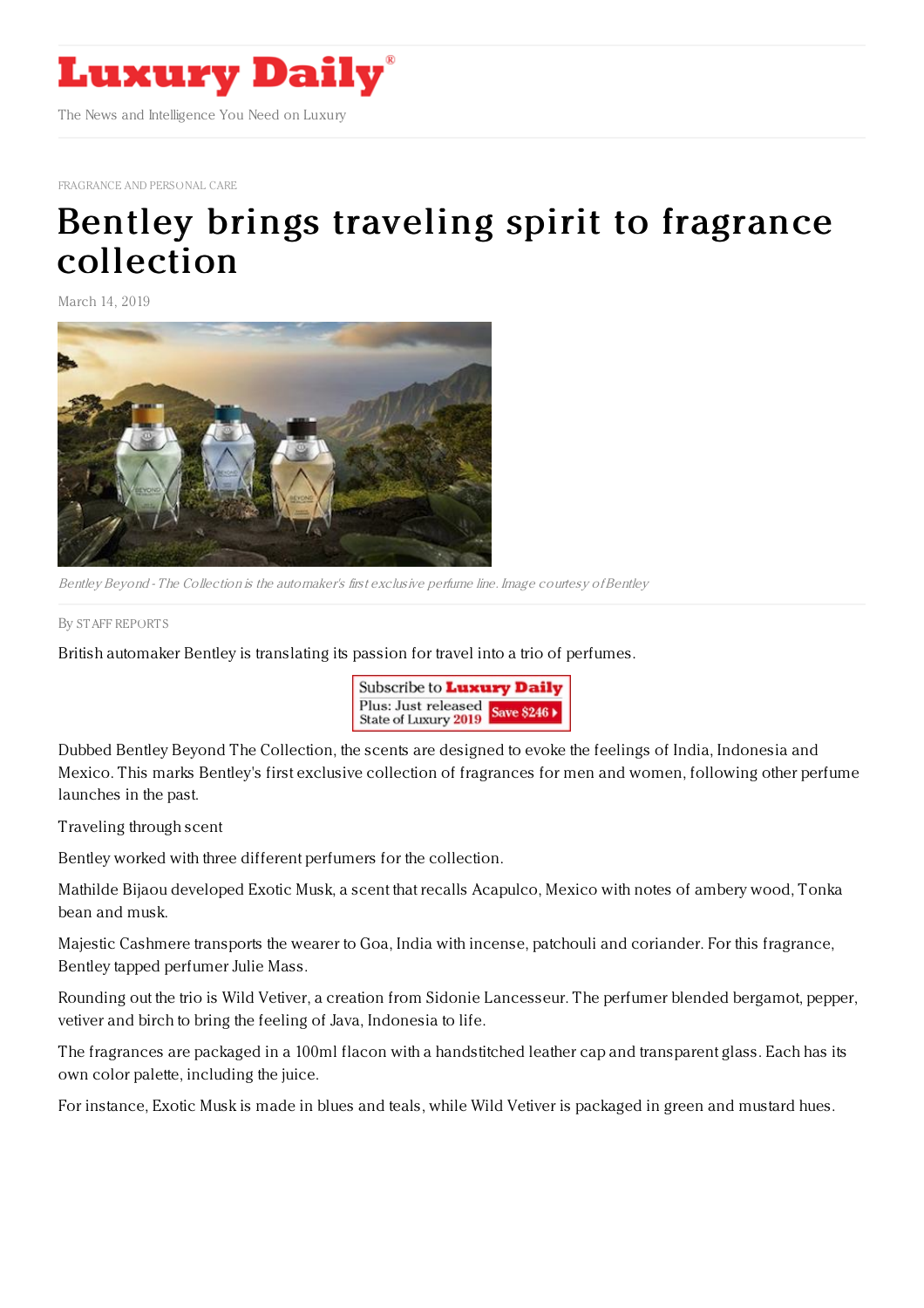# Luxury Daily

The News and Intelligence You Need on Luxury

FRAGRANCE AND PERSONAL CARE

# Bentley brings traveling spirit to fragrance collection

March 14, 2019

*Bentley Beyond - The Collection is the automaker's first exclusive perfume line. Image courtesy of Bentley*

By STAFF REPORTS

British automaker Bentley is translating its passion for travel into a trio of perfumes.

Dubbed Bentley Beyond The Collection, the scents are designed to evoke the feelings of India, Indonesia and Mexico. This marks Bentley's first exclusive collection of fragrances for men and women, following other perfume launches in the past.

Traveling through scent

Bentley worked with three different perfumers for the collection.

Mathilde Bijaou developed Exotic Musk, a scent that recalls Acapulco, Mexico with notes of ambery wood, Tonka bean and musk.

Majestic Cashmere transports the wearer to Goa, India with incense, patchouli and coriander. For this fragrance, Bentley tapped perfumer Julie Mass.

Rounding out the trio is Wild Vetiver, a creation from Sidonie Lancesseur. The perfumer blended bergamot, pepper, vetiver and birch to bring the feeling of Java, Indonesia to life.

The fragrances are packaged in a 100ml flacon with a handstitched leather cap and transparent glass. Each has its own color palette, including the juice.

For instance, Exotic Musk is made in blues and teals, while Wild Vetiver is packaged in green and mustard hues.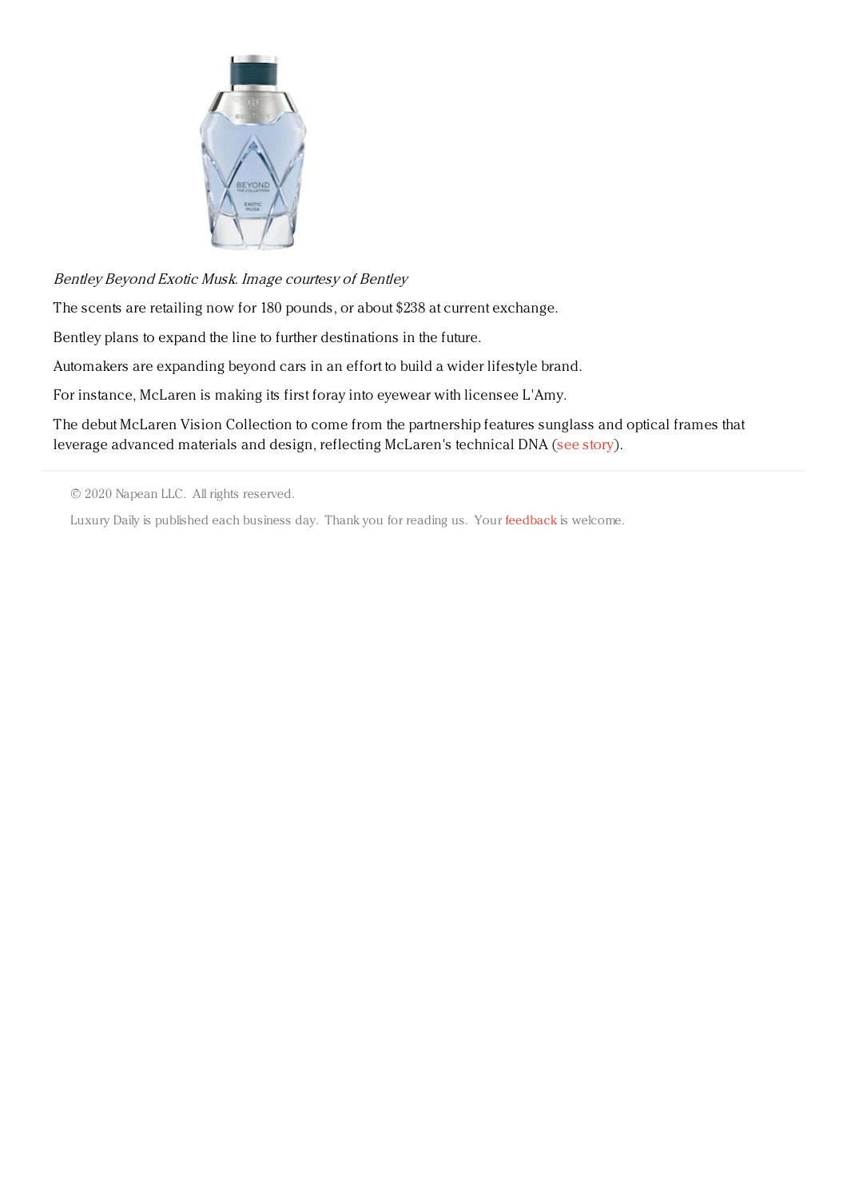*Bentley Beyond Exotic Musk. Image courtesy of Bentley*

The scents are retailing now for 180 pounds, or about $238 at current exchange.

Bentley plans to expand the line to further destinations in the future.

Automakers are expanding beyond cars in an effort to build a wider lifestyle brand.

For instance, McLaren is making its first foray into eyewear with licensee L'Amy.

The debut McLaren Vision Collection to come from the partnership features sunglass and optical frames that leverage advanced materials and design, reflecting McLaren's technical DNA (see story).

© 2020 Napean LLC. All rights reserved.

Luxury Daily is published each business day. Thank you for reading us. Your feedback is welcome.